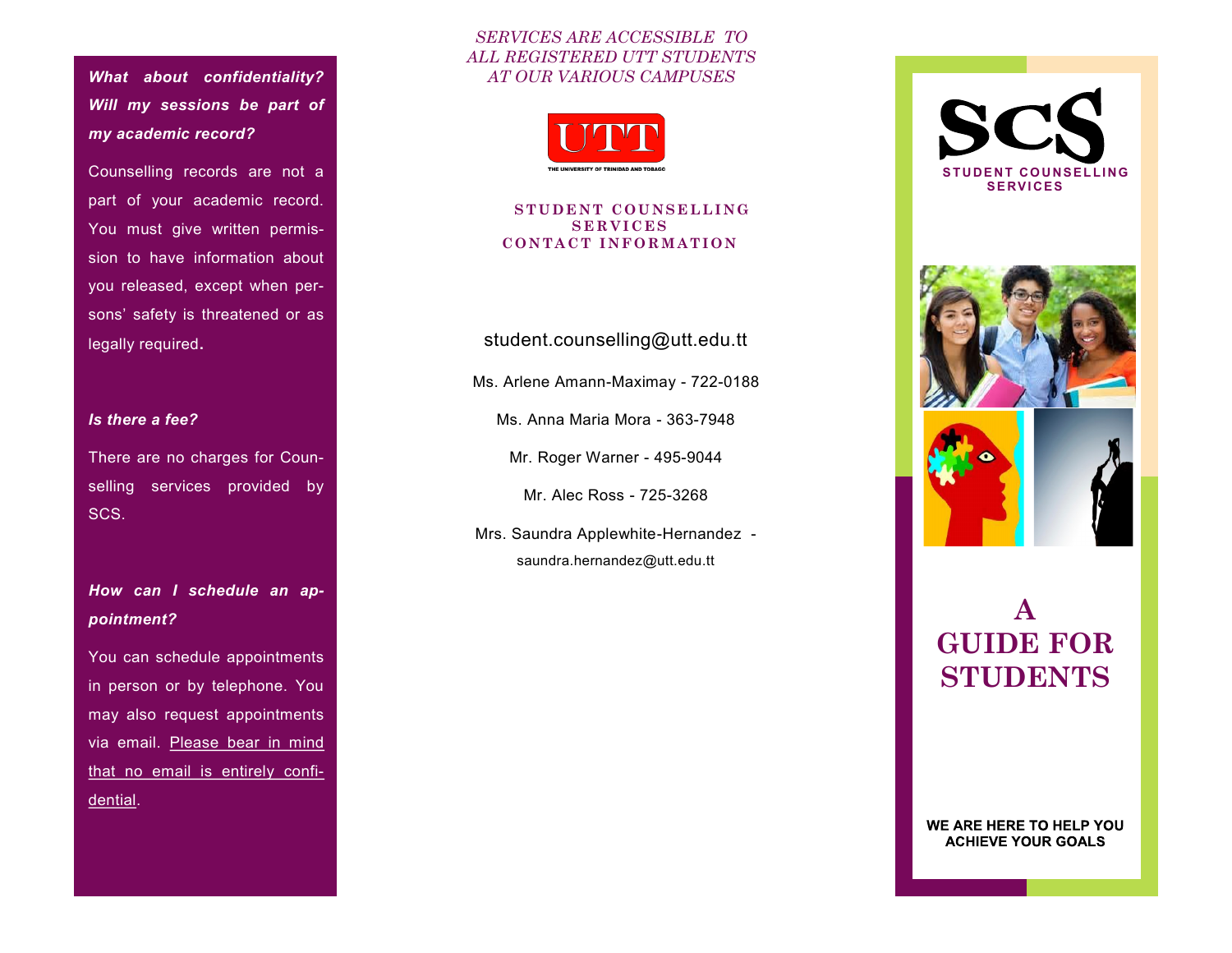***What about confidentiality? Will my sessions be part of my academic record?***

Counselling records are not a part of your academic record. You must give written permission to have information about you released, except when persons' safety is threatened or as legally required.

***Is there a fee?***

There are no charges for Counselling services provided by SCS.

***How can I schedule an appointment?***

You can schedule appointments in person or by telephone. You may also request appointments via email. Please bear in mind that no email is entirely confidential.

*SERVICES ARE ACCESSIBLE TO ALL REGISTERED UTT STUDENTS AT OUR VARIOUS CAMPUSES*

UTT

THE UNIVERSITY OF TRINIDAD AND TOBAGO

**STUDENT COUNSELLING SERVICES CONTACT INFORMATION**

student.counselling@utt.edu.tt

Ms. Arlene Amann-Maximay - 722-0188

Ms. Anna Maria Mora - 363-7948

Mr. Roger Warner - 495-9044

Mr. Alec Ross - 725-3268

Mrs. Saundra Applewhite-Hernandez - saundra.hernandez@utt.edu.tt

# SCS

**STUDENT COUNSELLING SERVICES**

# A GUIDE FOR STUDENTS

**WE ARE HERE TO HELP YOU ACHIEVE YOUR GOALS**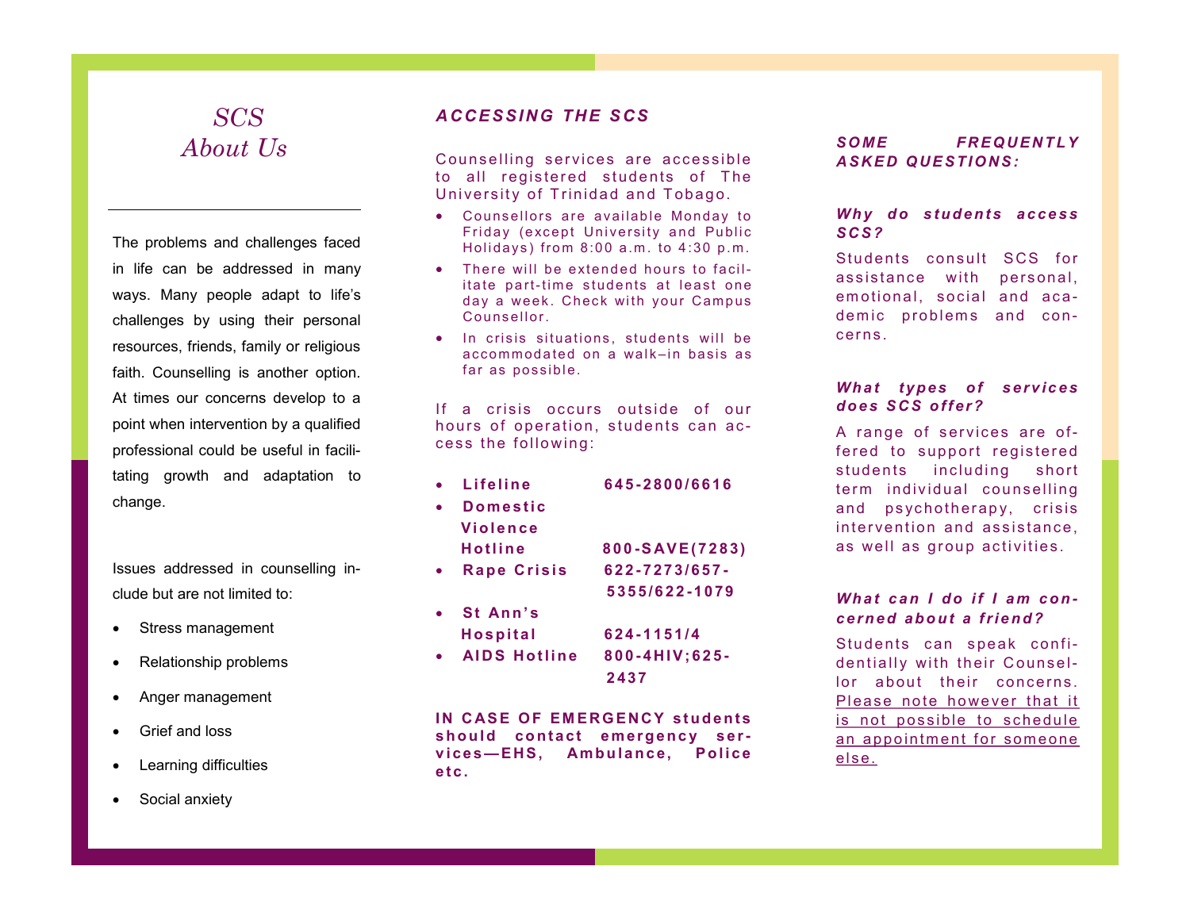# *SCS About Us*

---

The problems and challenges faced in life can be addressed in many ways. Many people adapt to life's challenges by using their personal resources, friends, family or religious faith. Counselling is another option. At times our concerns develop to a point when intervention by a qualified professional could be useful in facilitating growth and adaptation to change.

Issues addressed in counselling include but are not limited to:

- Stress management
- Relationship problems
- Anger management
- Grief and loss
- Learning difficulties
- Social anxiety

## *ACCESSING THE SCS*

Counselling services are accessible to all registered students of The University of Trinidad and Tobago.

- Counsellors are available Monday to Friday (except University and Public Holidays) from 8:00 a.m. to 4:30 p.m.
- There will be extended hours to facilitate part-time students at least one day a week. Check with your Campus Counsellor.
- In crisis situations, students will be accommodated on a walk–in basis as far as possible.

If a crisis occurs outside of our hours of operation, students can access the following:

- **Lifeline** **645-2800/6616**
- **Domestic Violence Hotline** **800-SAVE(7283)**
- **Rape Crisis** **622-7273/657-5355/622-1079**
- **St Ann's Hospital** **624-1151/4**
- **AIDS Hotline** **800-4HIV;625-2437**

**IN CASE OF EMERGENCY students should contact emergency services—EHS, Ambulance, Police etc.**

## *SOME FREQUENTLY ASKED QUESTIONS:*

***Why do students access SCS?***

Students consult SCS for assistance with personal, emotional, social and academic problems and concerns.

***What types of services does SCS offer?***

A range of services are offered to support registered students including short term individual counselling and psychotherapy, crisis intervention and assistance, as well as group activities.

***What can I do if I am concerned about a friend?***

Students can speak confidentially with their Counsellor about their concerns. Please note however that it is not possible to schedule an appointment for someone else.